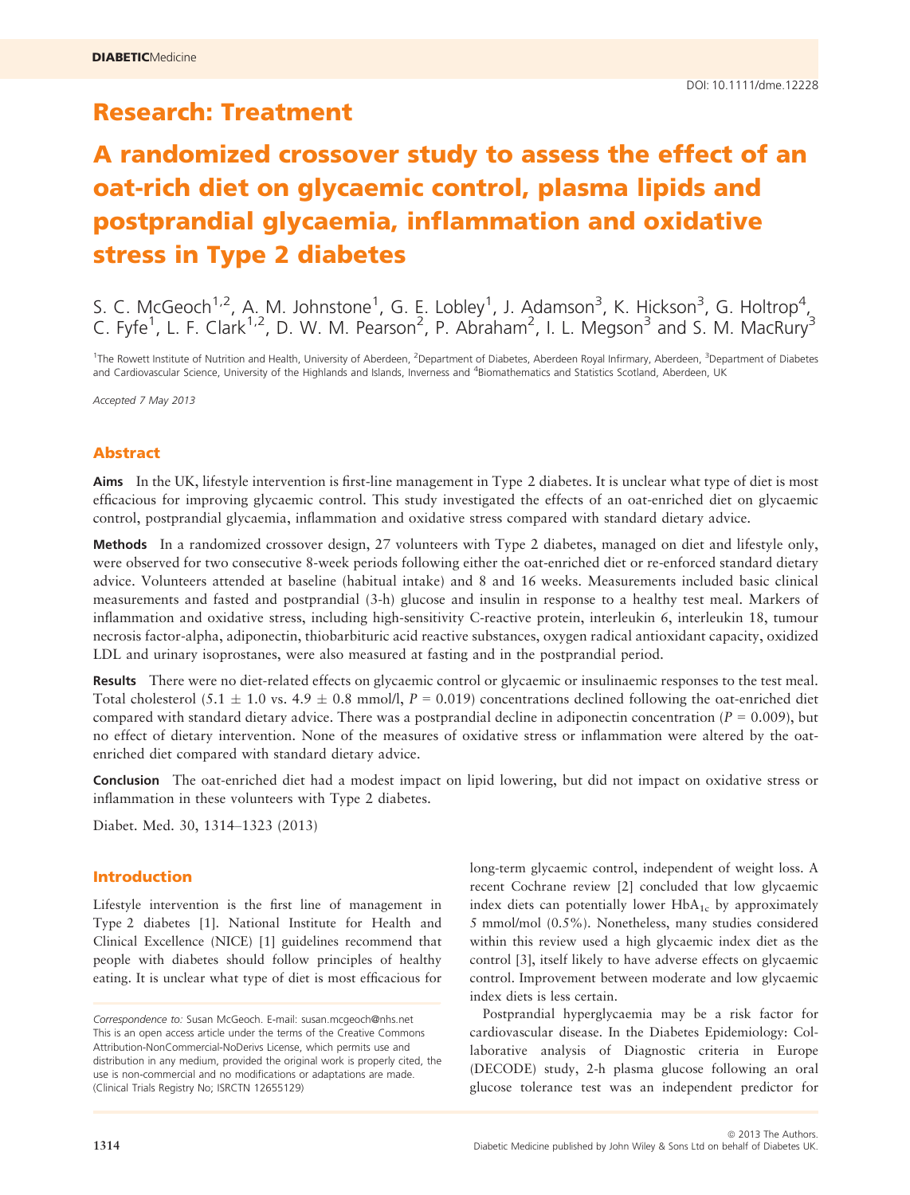DOI: 10.1111/dme.12228

## Research: Treatment

# A randomized crossover study to assess the effect of an oat-rich diet on glycaemic control, plasma lipids and postprandial glycaemia, inflammation and oxidative stress in Type 2 diabetes

S. C. McGeoch[1,2], A. M. Johnstone[1], G. E. Lobley[1], J. Adamson[3], K. Hickson[3], G. Holtrop[4], C. Fyfe[1], L. F. Clark[1,2], D. W. M. Pearson[2], P. Abraham[2], I. L. Megson[3] and S. M. MacRury[3]

[1]The Rowett Institute of Nutrition and Health, University of Aberdeen, [2]Department of Diabetes, Aberdeen Royal Infirmary, Aberdeen, [3]Department of Diabetes and Cardiovascular Science, University of the Highlands and Islands, Inverness and [4]Biomathematics and Statistics Scotland, Aberdeen, UK

*Accepted 7 May 2013*

## Abstract

**Aims** In the UK, lifestyle intervention is first-line management in Type 2 diabetes. It is unclear what type of diet is most efficacious for improving glycaemic control. This study investigated the effects of an oat-enriched diet on glycaemic control, postprandial glycaemia, inflammation and oxidative stress compared with standard dietary advice.

**Methods** In a randomized crossover design, 27 volunteers with Type 2 diabetes, managed on diet and lifestyle only, were observed for two consecutive 8-week periods following either the oat-enriched diet or re-enforced standard dietary advice. Volunteers attended at baseline (habitual intake) and 8 and 16 weeks. Measurements included basic clinical measurements and fasted and postprandial (3-h) glucose and insulin in response to a healthy test meal. Markers of inflammation and oxidative stress, including high-sensitivity C-reactive protein, interleukin 6, interleukin 18, tumour necrosis factor-alpha, adiponectin, thiobarbituric acid reactive substances, oxygen radical antioxidant capacity, oxidized LDL and urinary isoprostanes, were also measured at fasting and in the postprandial period.

**Results** There were no diet-related effects on glycaemic control or glycaemic or insulinaemic responses to the test meal. Total cholesterol ($5.1 \pm 1.0$ vs. $4.9 \pm 0.8$ mmol/l, $P = 0.019$) concentrations declined following the oat-enriched diet compared with standard dietary advice. There was a postprandial decline in adiponectin concentration ($P = 0.009$), but no effect of dietary intervention. None of the measures of oxidative stress or inflammation were altered by the oat-enriched diet compared with standard dietary advice.

**Conclusion** The oat-enriched diet had a modest impact on lipid lowering, but did not impact on oxidative stress or inflammation in these volunteers with Type 2 diabetes.

Diabet. Med. 30, 1314–1323 (2013)

## Introduction

Lifestyle intervention is the first line of management in Type 2 diabetes [1]. National Institute for Health and Clinical Excellence (NICE) [1] guidelines recommend that people with diabetes should follow principles of healthy eating. It is unclear what type of diet is most efficacious for long-term glycaemic control, independent of weight loss. A recent Cochrane review [2] concluded that low glycaemic index diets can potentially lower $HbA_{1c}$ by approximately 5 mmol/mol (0.5%). Nonetheless, many studies considered within this review used a high glycaemic index diet as the control [3], itself likely to have adverse effects on glycaemic control. Improvement between moderate and low glycaemic index diets is less certain.

Postprandial hyperglycaemia may be a risk factor for cardiovascular disease. In the Diabetes Epidemiology: Collaborative analysis of Diagnostic criteria in Europe (DECODE) study, 2-h plasma glucose following an oral glucose tolerance test was an independent predictor for

*Correspondence to:* Susan McGeoch. E-mail: susan.mcgeoch@nhs.net
This is an open access article under the terms of the Creative Commons Attribution-NonCommercial-NoDerivs License, which permits use and distribution in any medium, provided the original work is properly cited, the use is non-commercial and no modifications or adaptations are made.
(Clinical Trials Registry No; ISRCTN 12655129)

© 2013 The Authors.
Diabetic Medicine published by John Wiley & Sons Ltd on behalf of Diabetes UK.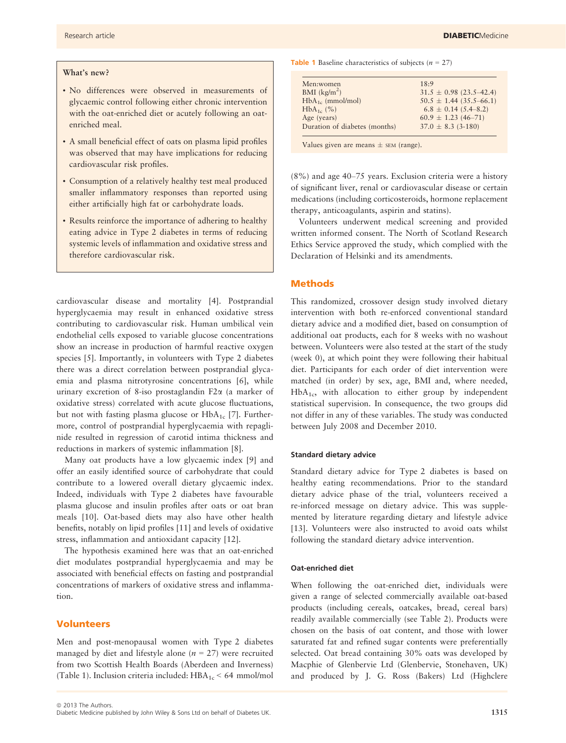> **What's new?**
>
> - No differences were observed in measurements of glycaemic control following either chronic intervention with the oat-enriched diet or acutely following an oat-enriched meal.
> - A small beneficial effect of oats on plasma lipid profiles was observed that may have implications for reducing cardiovascular risk profiles.
> - Consumption of a relatively healthy test meal produced smaller inflammatory responses than reported using either artificially high fat or carbohydrate loads.
> - Results reinforce the importance of adhering to healthy eating advice in Type 2 diabetes in terms of reducing systemic levels of inflammation and oxidative stress and therefore cardiovascular risk.

cardiovascular disease and mortality [4]. Postprandial hyperglycaemia may result in enhanced oxidative stress contributing to cardiovascular risk. Human umbilical vein endothelial cells exposed to variable glucose concentrations show an increase in production of harmful reactive oxygen species [5]. Importantly, in volunteers with Type 2 diabetes there was a direct correlation between postprandial glycaemia and plasma nitrotyrosine concentrations [6], while urinary excretion of 8-iso prostaglandin F2α (a marker of oxidative stress) correlated with acute glucose fluctuations, but not with fasting plasma glucose or $HbA_{1c}$ [7]. Furthermore, control of postprandial hyperglycaemia with repaglinide resulted in regression of carotid intima thickness and reductions in markers of systemic inflammation [8].

Many oat products have a low glycaemic index [9] and offer an easily identified source of carbohydrate that could contribute to a lowered overall dietary glycaemic index. Indeed, individuals with Type 2 diabetes have favourable plasma glucose and insulin profiles after oats or oat bran meals [10]. Oat-based diets may also have other health benefits, notably on lipid profiles [11] and levels of oxidative stress, inflammation and antioxidant capacity [12].

The hypothesis examined here was that an oat-enriched diet modulates postprandial hyperglycaemia and may be associated with beneficial effects on fasting and postprandial concentrations of markers of oxidative stress and inflammation.

## Volunteers

Men and post-menopausal women with Type 2 diabetes managed by diet and lifestyle alone ($n$ = 27) were recruited from two Scottish Health Boards (Aberdeen and Inverness) (Table 1). Inclusion criteria included: $HBA_{1c}$ < 64 mmol/mol (8%) and age 40–75 years. Exclusion criteria were a history of significant liver, renal or cardiovascular disease or certain medications (including corticosteroids, hormone replacement therapy, anticoagulants, aspirin and statins).

**Table 1** Baseline characteristics of subjects ($n$ = 27)

| | |
|---|---|
| Men:women | 18:9 |
| BMI (kg/m$^2$) | 31.5 ± 0.98 (23.5–42.4) |
| $HbA_{1c}$ (mmol/mol) | 50.5 ± 1.44 (35.5–66.1) |
| $HbA_{1c}$ (%) | 6.8 ± 0.14 (5.4–8.2) |
| Age (years) | 60.9 ± 1.23 (46–71) |
| Duration of diabetes (months) | 37.0 ± 8.3 (3-180) |

Values given are means ± SEM (range).

Volunteers underwent medical screening and provided written informed consent. The North of Scotland Research Ethics Service approved the study, which complied with the Declaration of Helsinki and its amendments.

## Methods

This randomized, crossover design study involved dietary intervention with both re-enforced conventional standard dietary advice and a modified diet, based on consumption of additional oat products, each for 8 weeks with no washout between. Volunteers were also tested at the start of the study (week 0), at which point they were following their habitual diet. Participants for each order of diet intervention were matched (in order) by sex, age, BMI and, where needed, $HbA_{1c}$, with allocation to either group by independent statistical supervision. In consequence, the two groups did not differ in any of these variables. The study was conducted between July 2008 and December 2010.

### Standard dietary advice

Standard dietary advice for Type 2 diabetes is based on healthy eating recommendations. Prior to the standard dietary advice phase of the trial, volunteers received a re-inforced message on dietary advice. This was supplemented by literature regarding dietary and lifestyle advice [13]. Volunteers were also instructed to avoid oats whilst following the standard dietary advice intervention.

### Oat-enriched diet

When following the oat-enriched diet, individuals were given a range of selected commercially available oat-based products (including cereals, oatcakes, bread, cereal bars) readily available commercially (see Table 2). Products were chosen on the basis of oat content, and those with lower saturated fat and refined sugar contents were preferentially selected. Oat bread containing 30% oats was developed by Macphie of Glenbervie Ltd (Glenbervie, Stonehaven, UK) and produced by J. G. Ross (Bakers) Ltd (Highclere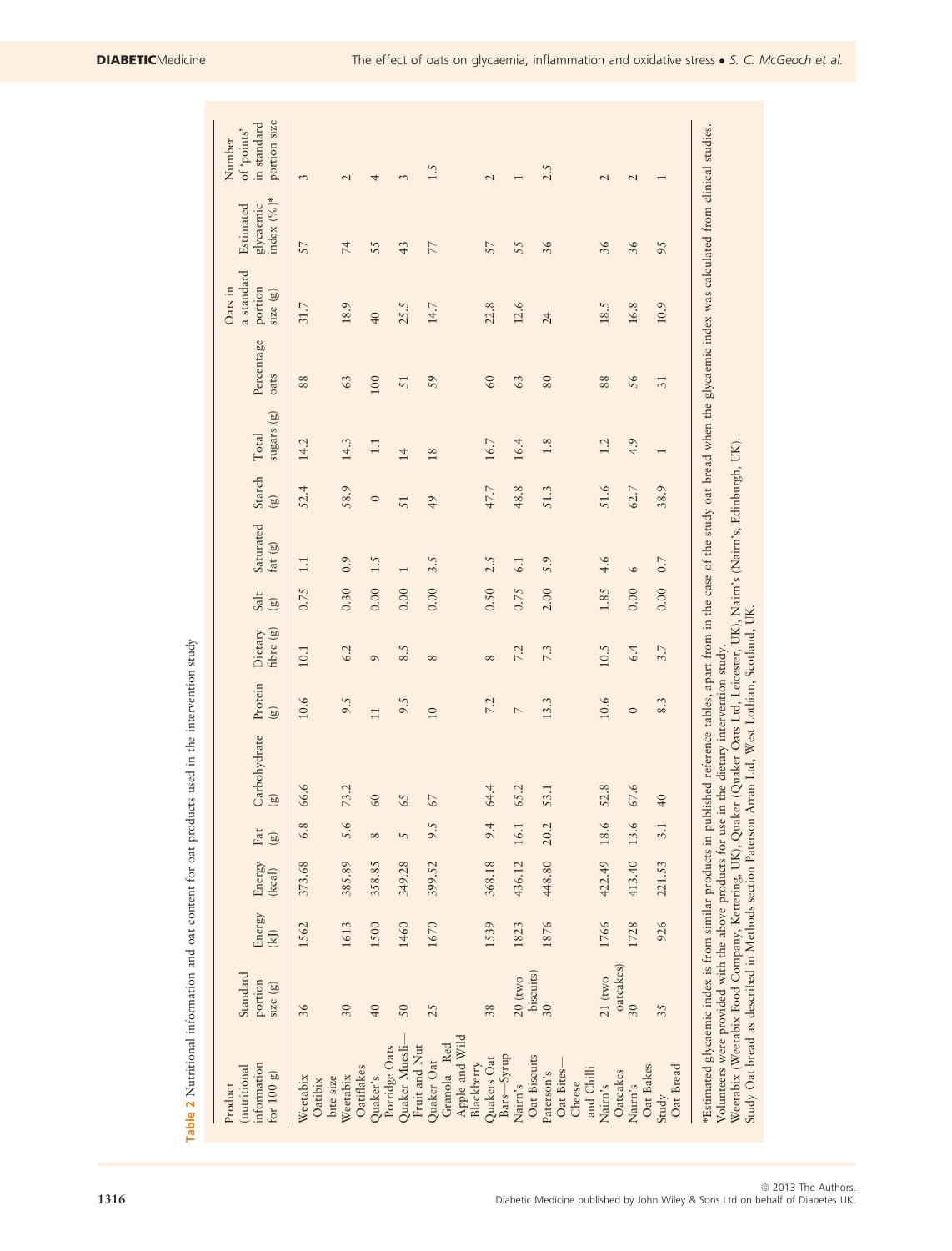**Table 2** Nutritional information and oat content for oat products used in the intervention study

| Product (nutritional information for 100 g) | Standard portion size (g) | Energy (kJ) | Energy (kcal) | Fat (g) | Carbohydrate (g) | Protein (g) | Dietary fibre (g) | Salt (g) | Saturated fat (g) | Starch (g) | Total sugars (g) | Percentage oats | Oats in a standard portion size (g) | Estimated glycaemic index (%)* | Number of 'points' in standard portion size |
|---|---|---|---|---|---|---|---|---|---|---|---|---|---|---|---|
| Weetabix Oatibix bite size | 36 | 1562 | 373.68 | 6.8 | 66.6 | 10.6 | 10.1 | 0.75 | 1.1 | 52.4 | 14.2 | 88 | 31.7 | 57 | 3 |
| Weetabix Oatiflakes | 30 | 1613 | 385.89 | 5.6 | 73.2 | 9.5 | 6.2 | 0.30 | 0.9 | 58.9 | 14.3 | 63 | 18.9 | 74 | 2 |
| Quaker's Porridge Oats | 40 | 1500 | 358.85 | 8 | 60 | 11 | 9 | 0.00 | 1.5 | 0 | 1.1 | 100 | 40 | 55 | 4 |
| Quaker Muesli—Fruit and Nut | 50 | 1460 | 349.28 | 5 | 65 | 9.5 | 8.5 | 0.00 | 1 | 51 | 14 | 51 | 25.5 | 43 | 3 |
| Quaker Oat Granola—Red Apple and Wild Blackberry | 25 | 1670 | 399.52 | 9.5 | 67 | 10 | 8 | 0.00 | 3.5 | 49 | 18 | 59 | 14.7 | 77 | 1.5 |
| Quakers Oat Bars—Syrup | 38 | 1539 | 368.18 | 9.4 | 64.4 | 7.2 | 8 | 0.50 | 2.5 | 47.7 | 16.7 | 60 | 22.8 | 57 | 2 |
| Nairn's Oat Biscuits | 20 (two biscuits) | 1823 | 436.12 | 16.1 | 65.2 | 7 | 7.2 | 0.75 | 6.1 | 48.8 | 16.4 | 63 | 12.6 | 55 | 1 |
| Paterson's Oat Bites—Cheese and Chilli | 30 | 1876 | 448.80 | 20.2 | 53.1 | 13.3 | 7.3 | 2.00 | 5.9 | 51.3 | 1.8 | 80 | 24 | 36 | 2.5 |
| Nairn's Oatcakes | 21 (two oatcakes) | 1766 | 422.49 | 18.6 | 52.8 | 10.6 | 10.5 | 1.85 | 4.6 | 51.6 | 1.2 | 88 | 18.5 | 36 | 2 |
| Nairn's Oat Bakes | 30 | 1728 | 413.40 | 13.6 | 67.6 | 0 | 6.4 | 0.00 | 6 | 62.7 | 4.9 | 56 | 16.8 | 36 | 2 |
| Study Oat Bread | 35 | 926 | 221.53 | 3.1 | 40 | 8.3 | 3.7 | 0.00 | 0.7 | 38.9 | 1 | 31 | 10.9 | 95 | 1 |

*Estimated glycaemic index is from similar products in published reference tables, apart from in the case of the study oat bread when the glycaemic index was calculated from clinical studies.

Volunteers were provided with the above products for use in the dietary intervention study.

Weetabix (Weetabix Food Company, Kettering, UK), Quaker (Quaker Oats Ltd, Leicester, UK), Nairn's (Nairn's, Edinburgh, UK).

Study Oat bread as described in Methods section Paterson Arran Ltd, West Lothian, Scotland, UK.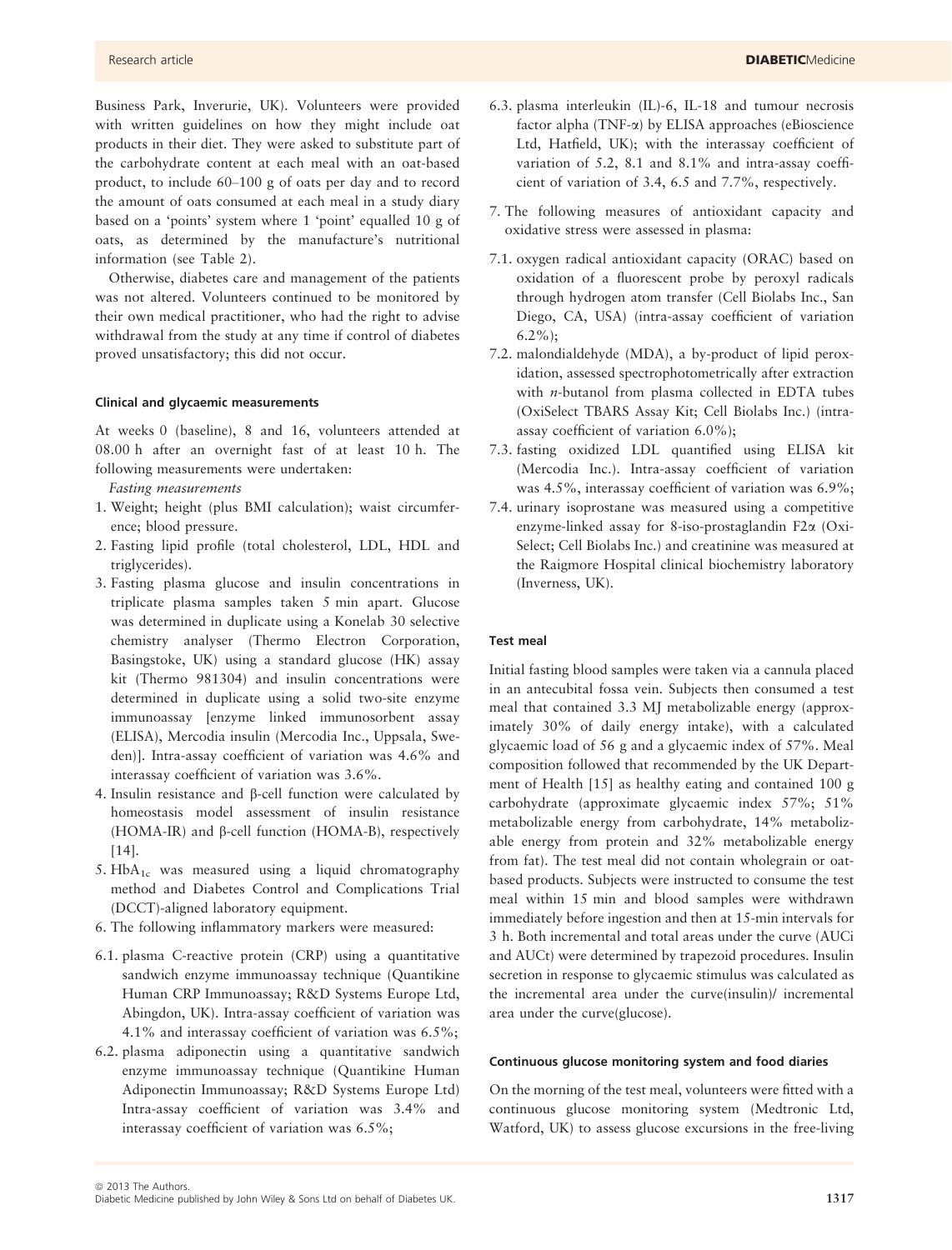Business Park, Inverurie, UK). Volunteers were provided with written guidelines on how they might include oat products in their diet. They were asked to substitute part of the carbohydrate content at each meal with an oat-based product, to include 60–100 g of oats per day and to record the amount of oats consumed at each meal in a study diary based on a 'points' system where 1 'point' equalled 10 g of oats, as determined by the manufacture's nutritional information (see Table 2).

Otherwise, diabetes care and management of the patients was not altered. Volunteers continued to be monitored by their own medical practitioner, who had the right to advise withdrawal from the study at any time if control of diabetes proved unsatisfactory; this did not occur.

#### Clinical and glycaemic measurements

At weeks 0 (baseline), 8 and 16, volunteers attended at 08.00 h after an overnight fast of at least 10 h. The following measurements were undertaken:

*Fasting measurements*

1. Weight; height (plus BMI calculation); waist circumference; blood pressure.
2. Fasting lipid profile (total cholesterol, LDL, HDL and triglycerides).
3. Fasting plasma glucose and insulin concentrations in triplicate plasma samples taken 5 min apart. Glucose was determined in duplicate using a Konelab 30 selective chemistry analyser (Thermo Electron Corporation, Basingstoke, UK) using a standard glucose (HK) assay kit (Thermo 981304) and insulin concentrations were determined in duplicate using a solid two-site enzyme immunoassay [enzyme linked immunosorbent assay (ELISA), Mercodia insulin (Mercodia Inc., Uppsala, Sweden)]. Intra-assay coefficient of variation was 4.6% and interassay coefficient of variation was 3.6%.
4. Insulin resistance and β-cell function were calculated by homeostasis model assessment of insulin resistance (HOMA-IR) and β-cell function (HOMA-B), respectively [14].
5. $HbA_{1c}$ was measured using a liquid chromatography method and Diabetes Control and Complications Trial (DCCT)-aligned laboratory equipment.
6. The following inflammatory markers were measured:

6.1. plasma C-reactive protein (CRP) using a quantitative sandwich enzyme immunoassay technique (Quantikine Human CRP Immunoassay; R&D Systems Europe Ltd, Abingdon, UK). Intra-assay coefficient of variation was 4.1% and interassay coefficient of variation was 6.5%;

6.2. plasma adiponectin using a quantitative sandwich enzyme immunoassay technique (Quantikine Human Adiponectin Immunoassay; R&D Systems Europe Ltd) Intra-assay coefficient of variation was 3.4% and interassay coefficient of variation was 6.5%;

6.3. plasma interleukin (IL)-6, IL-18 and tumour necrosis factor alpha (TNF-α) by ELISA approaches (eBioscience Ltd, Hatfield, UK); with the interassay coefficient of variation of 5.2, 8.1 and 8.1% and intra-assay coefficient of variation of 3.4, 6.5 and 7.7%, respectively.

7. The following measures of antioxidant capacity and oxidative stress were assessed in plasma:

7.1. oxygen radical antioxidant capacity (ORAC) based on oxidation of a fluorescent probe by peroxyl radicals through hydrogen atom transfer (Cell Biolabs Inc., San Diego, CA, USA) (intra-assay coefficient of variation 6.2%);

7.2. malondialdehyde (MDA), a by-product of lipid peroxidation, assessed spectrophotometrically after extraction with *n*-butanol from plasma collected in EDTA tubes (OxiSelect TBARS Assay Kit; Cell Biolabs Inc.) (intra-assay coefficient of variation 6.0%);

7.3. fasting oxidized LDL quantified using ELISA kit (Mercodia Inc.). Intra-assay coefficient of variation was 4.5%, interassay coefficient of variation was 6.9%;

7.4. urinary isoprostane was measured using a competitive enzyme-linked assay for 8-iso-prostaglandin F2α (OxiSelect; Cell Biolabs Inc.) and creatinine was measured at the Raigmore Hospital clinical biochemistry laboratory (Inverness, UK).

#### Test meal

Initial fasting blood samples were taken via a cannula placed in an antecubital fossa vein. Subjects then consumed a test meal that contained 3.3 MJ metabolizable energy (approximately 30% of daily energy intake), with a calculated glycaemic load of 56 g and a glycaemic index of 57%. Meal composition followed that recommended by the UK Department of Health [15] as healthy eating and contained 100 g carbohydrate (approximate glycaemic index 57%; 51% metabolizable energy from carbohydrate, 14% metabolizable energy from protein and 32% metabolizable energy from fat). The test meal did not contain wholegrain or oat-based products. Subjects were instructed to consume the test meal within 15 min and blood samples were withdrawn immediately before ingestion and then at 15-min intervals for 3 h. Both incremental and total areas under the curve (AUCi and AUCt) were determined by trapezoid procedures. Insulin secretion in response to glycaemic stimulus was calculated as the incremental area under the curve(insulin)/ incremental area under the curve(glucose).

#### Continuous glucose monitoring system and food diaries

On the morning of the test meal, volunteers were fitted with a continuous glucose monitoring system (Medtronic Ltd, Watford, UK) to assess glucose excursions in the free-living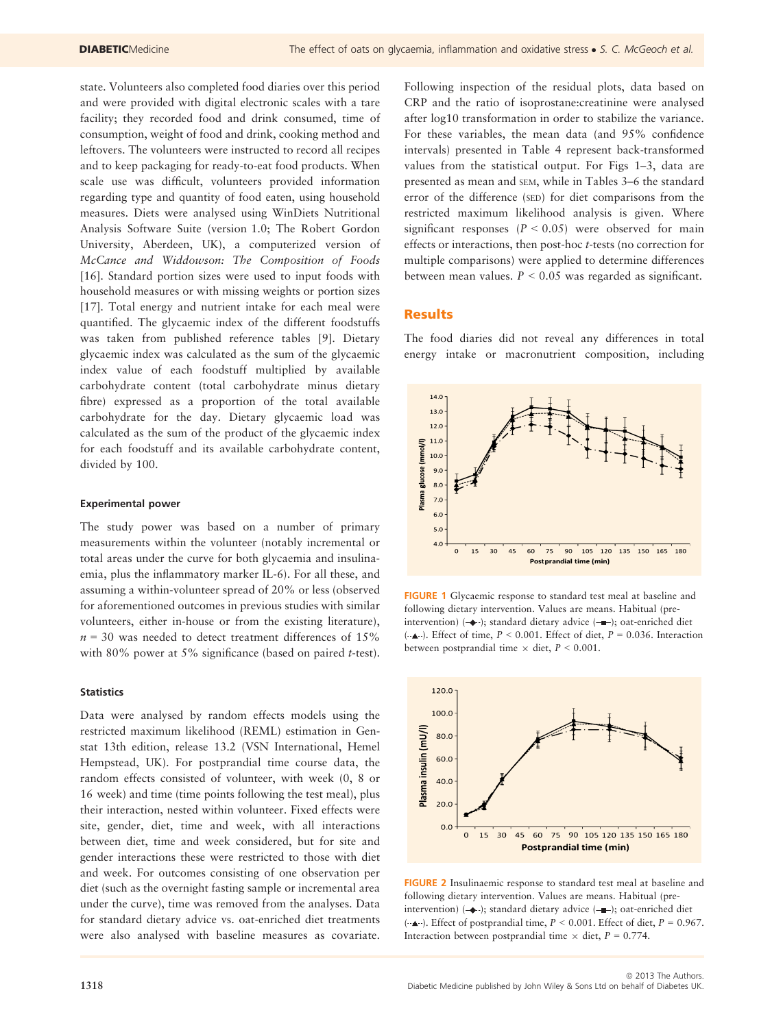state. Volunteers also completed food diaries over this period and were provided with digital electronic scales with a tare facility; they recorded food and drink consumed, time of consumption, weight of food and drink, cooking method and leftovers. The volunteers were instructed to record all recipes and to keep packaging for ready-to-eat food products. When scale use was difficult, volunteers provided information regarding type and quantity of food eaten, using household measures. Diets were analysed using WinDiets Nutritional Analysis Software Suite (version 1.0; The Robert Gordon University, Aberdeen, UK), a computerized version of *McCance and Widdowson: The Composition of Foods* [16]. Standard portion sizes were used to input foods with household measures or with missing weights or portion sizes [17]. Total energy and nutrient intake for each meal were quantified. The glycaemic index of the different foodstuffs was taken from published reference tables [9]. Dietary glycaemic index was calculated as the sum of the glycaemic index value of each foodstuff multiplied by available carbohydrate content (total carbohydrate minus dietary fibre) expressed as a proportion of the total available carbohydrate for the day. Dietary glycaemic load was calculated as the sum of the product of the glycaemic index for each foodstuff and its available carbohydrate content, divided by 100.

### Experimental power

The study power was based on a number of primary measurements within the volunteer (notably incremental or total areas under the curve for both glycaemia and insulinaemia, plus the inflammatory marker IL-6). For all these, and assuming a within-volunteer spread of 20% or less (observed for aforementioned outcomes in previous studies with similar volunteers, either in-house or from the existing literature), $n = 30$ was needed to detect treatment differences of 15% with 80% power at 5% significance (based on paired *t*-test).

### Statistics

Data were analysed by random effects models using the restricted maximum likelihood (REML) estimation in Genstat 13th edition, release 13.2 (VSN International, Hemel Hempstead, UK). For postprandial time course data, the random effects consisted of volunteer, with week (0, 8 or 16 week) and time (time points following the test meal), plus their interaction, nested within volunteer. Fixed effects were site, gender, diet, time and week, with all interactions between diet, time and week considered, but for site and gender interactions these were restricted to those with diet and week. For outcomes consisting of one observation per diet (such as the overnight fasting sample or incremental area under the curve), time was removed from the analyses. Data for standard dietary advice vs. oat-enriched diet treatments were also analysed with baseline measures as covariate. Following inspection of the residual plots, data based on CRP and the ratio of isoprostane:creatinine were analysed after log10 transformation in order to stabilize the variance. For these variables, the mean data (and 95% confidence intervals) presented in Table 4 represent back-transformed values from the statistical output. For Figs 1–3, data are presented as mean and SEM, while in Tables 3–6 the standard error of the difference (SED) for diet comparisons from the restricted maximum likelihood analysis is given. Where significant responses ($P < 0.05$) were observed for main effects or interactions, then post-hoc *t*-tests (no correction for multiple comparisons) were applied to determine differences between mean values. $P < 0.05$ was regarded as significant.

## Results

The food diaries did not reveal any differences in total energy intake or macronutrient composition, including

**FIGURE 1** Glycaemic response to standard test meal at baseline and following dietary intervention. Values are means. Habitual (pre-intervention) (–◆–); standard dietary advice (–■–); oat-enriched diet (··▲··). Effect of time, $P < 0.001$. Effect of diet, $P = 0.036$. Interaction between postprandial time × diet, $P < 0.001$.

**FIGURE 2** Insulinaemic response to standard test meal at baseline and following dietary intervention. Values are means. Habitual (pre-intervention) (–◆–); standard dietary advice (–■–); oat-enriched diet (··▲··). Effect of postprandial time, $P < 0.001$. Effect of diet, $P = 0.967$. Interaction between postprandial time × diet, $P = 0.774$.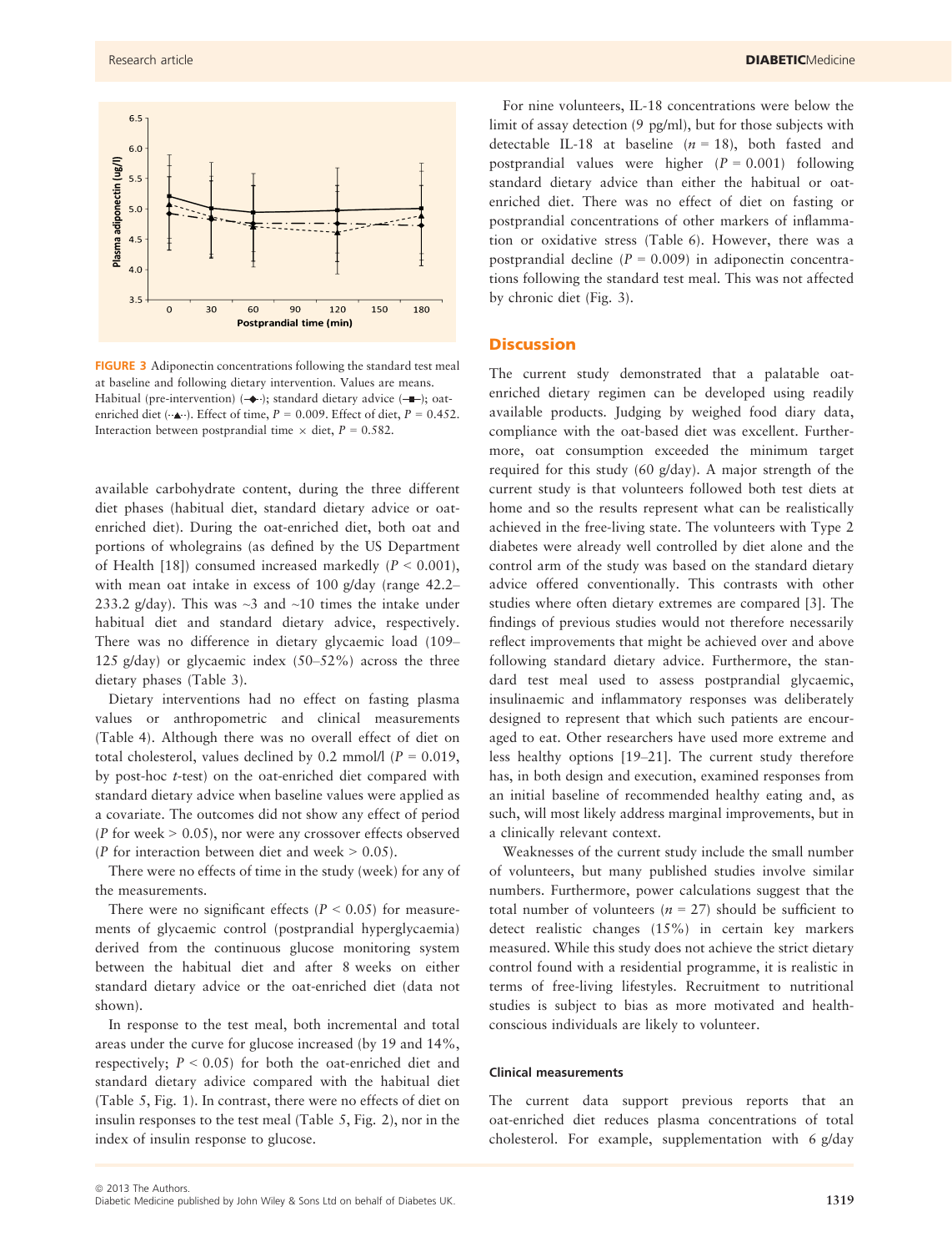FIGURE 3 Adiponectin concentrations following the standard test meal at baseline and following dietary intervention. Values are means. Habitual (pre-intervention) (-◆-); standard dietary advice (–■–); oat-enriched diet (··▲··). Effect of time, $P = 0.009$. Effect of diet, $P = 0.452$. Interaction between postprandial time × diet, $P = 0.582$.

available carbohydrate content, during the three different diet phases (habitual diet, standard dietary advice or oat-enriched diet). During the oat-enriched diet, both oat and portions of wholegrains (as defined by the US Department of Health [18]) consumed increased markedly ($P < 0.001$), with mean oat intake in excess of 100 g/day (range 42.2–233.2 g/day). This was ~3 and ~10 times the intake under habitual diet and standard dietary advice, respectively. There was no difference in dietary glycaemic load (109–125 g/day) or glycaemic index (50–52%) across the three dietary phases (Table 3).

Dietary interventions had no effect on fasting plasma values or anthropometric and clinical measurements (Table 4). Although there was no overall effect of diet on total cholesterol, values declined by 0.2 mmol/l ($P = 0.019$, by post-hoc *t*-test) on the oat-enriched diet compared with standard dietary advice when baseline values were applied as a covariate. The outcomes did not show any effect of period ($P$ for week > 0.05), nor were any crossover effects observed ($P$ for interaction between diet and week > 0.05).

There were no effects of time in the study (week) for any of the measurements.

There were no significant effects ($P < 0.05$) for measurements of glycaemic control (postprandial hyperglycaemia) derived from the continuous glucose monitoring system between the habitual diet and after 8 weeks on either standard dietary advice or the oat-enriched diet (data not shown).

In response to the test meal, both incremental and total areas under the curve for glucose increased (by 19 and 14%, respectively; $P < 0.05$) for both the oat-enriched diet and standard dietary advice compared with the habitual diet (Table 5, Fig. 1). In contrast, there were no effects of diet on insulin responses to the test meal (Table 5, Fig. 2), nor in the index of insulin response to glucose.

For nine volunteers, IL-18 concentrations were below the limit of assay detection (9 pg/ml), but for those subjects with detectable IL-18 at baseline ($n = 18$), both fasted and postprandial values were higher ($P = 0.001$) following standard dietary advice than either the habitual or oat-enriched diet. There was no effect of diet on fasting or postprandial concentrations of other markers of inflammation or oxidative stress (Table 6). However, there was a postprandial decline ($P = 0.009$) in adiponectin concentrations following the standard test meal. This was not affected by chronic diet (Fig. 3).

## Discussion

The current study demonstrated that a palatable oat-enriched dietary regimen can be developed using readily available products. Judging by weighed food diary data, compliance with the oat-based diet was excellent. Furthermore, oat consumption exceeded the minimum target required for this study (60 g/day). A major strength of the current study is that volunteers followed both test diets at home and so the results represent what can be realistically achieved in the free-living state. The volunteers with Type 2 diabetes were already well controlled by diet alone and the control arm of the study was based on the standard dietary advice offered conventionally. This contrasts with other studies where often dietary extremes are compared [3]. The findings of previous studies would not therefore necessarily reflect improvements that might be achieved over and above following standard dietary advice. Furthermore, the standard test meal used to assess postprandial glycaemic, insulinaemic and inflammatory responses was deliberately designed to represent that which such patients are encouraged to eat. Other researchers have used more extreme and less healthy options [19–21]. The current study therefore has, in both design and execution, examined responses from an initial baseline of recommended healthy eating and, as such, will most likely address marginal improvements, but in a clinically relevant context.

Weaknesses of the current study include the small number of volunteers, but many published studies involve similar numbers. Furthermore, power calculations suggest that the total number of volunteers ($n = 27$) should be sufficient to detect realistic changes (15%) in certain key markers measured. While this study does not achieve the strict dietary control found with a residential programme, it is realistic in terms of free-living lifestyles. Recruitment to nutritional studies is subject to bias as more motivated and health-conscious individuals are likely to volunteer.

### Clinical measurements

The current data support previous reports that an oat-enriched diet reduces plasma concentrations of total cholesterol. For example, supplementation with 6 g/day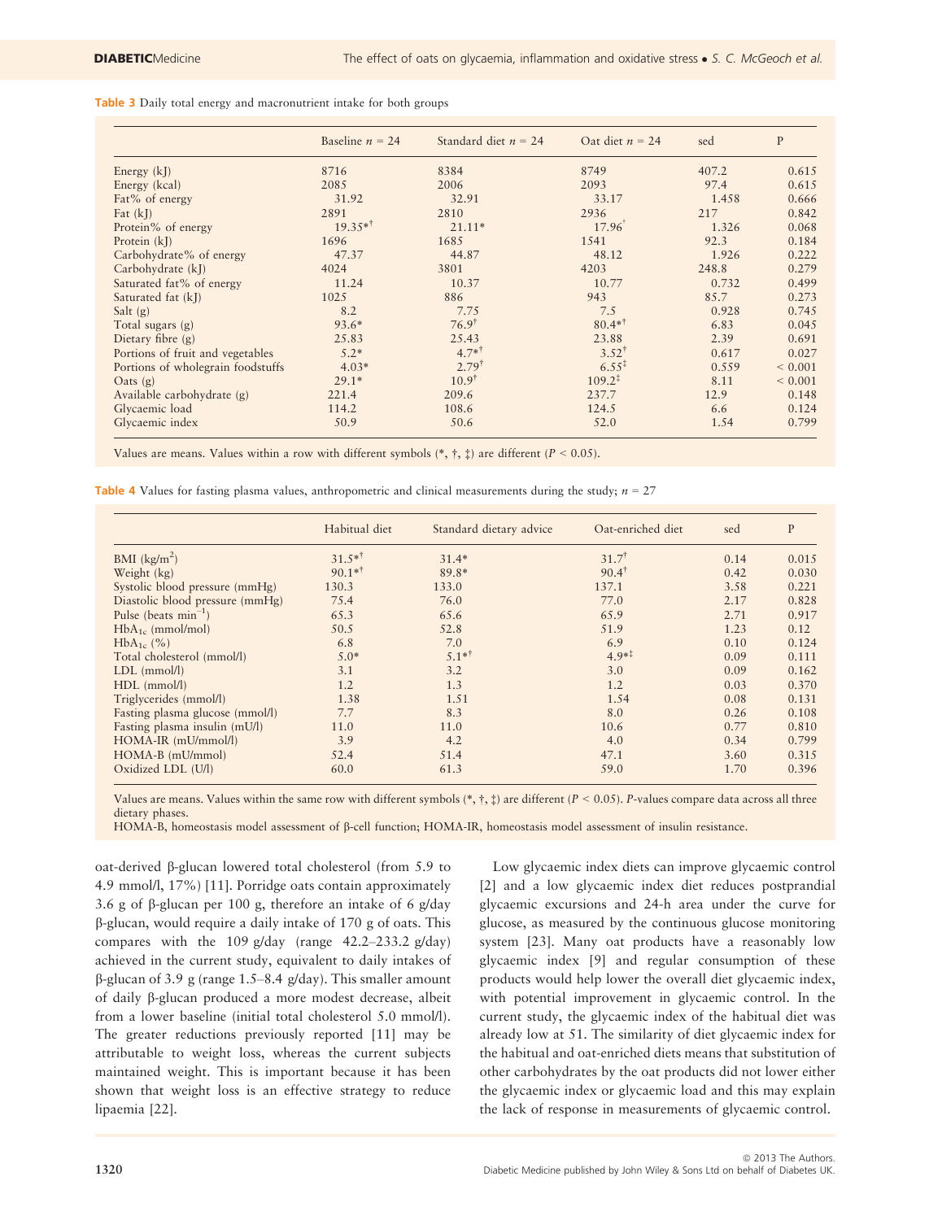**Table 3** Daily total energy and macronutrient intake for both groups

| | Baseline $n$ = 24 | Standard diet $n$ = 24 | Oat diet $n$ = 24 | sed | P |
|---|---|---|---|---|---|
| Energy (kJ) | 8716 | 8384 | 8749 | 407.2 | 0.615 |
| Energy (kcal) | 2085 | 2006 | 2093 | 97.4 | 0.615 |
| Fat% of energy | 31.92 | 32.91 | 33.17 | 1.458 | 0.666 |
| Fat (kJ) | 2891 | 2810 | 2936 | 217 | 0.842 |
| Protein% of energy | 19.35*† | 21.11* | 17.96† | 1.326 | 0.068 |
| Protein (kJ) | 1696 | 1685 | 1541 | 92.3 | 0.184 |
| Carbohydrate% of energy | 47.37 | 44.87 | 48.12 | 1.926 | 0.222 |
| Carbohydrate (kJ) | 4024 | 3801 | 4203 | 248.8 | 0.279 |
| Saturated fat% of energy | 11.24 | 10.37 | 10.77 | 0.732 | 0.499 |
| Saturated fat (kJ) | 1025 | 886 | 943 | 85.7 | 0.273 |
| Salt (g) | 8.2 | 7.75 | 7.5 | 0.928 | 0.745 |
| Total sugars (g) | 93.6* | 76.9† | 80.4*† | 6.83 | 0.045 |
| Dietary fibre (g) | 25.83 | 25.43 | 23.88 | 2.39 | 0.691 |
| Portions of fruit and vegetables | 5.2* | 4.7*† | 3.52† | 0.617 | 0.027 |
| Portions of wholegrain foodstuffs | 4.03* | 2.79† | 6.55‡ | 0.559 | < 0.001 |
| Oats (g) | 29.1* | 10.9† | 109.2‡ | 8.11 | < 0.001 |
| Available carbohydrate (g) | 221.4 | 209.6 | 237.7 | 12.9 | 0.148 |
| Glycaemic load | 114.2 | 108.6 | 124.5 | 6.6 | 0.124 |
| Glycaemic index | 50.9 | 50.6 | 52.0 | 1.54 | 0.799 |

Values are means. Values within a row with different symbols (*, †, ‡) are different ($P < 0.05$).

**Table 4** Values for fasting plasma values, anthropometric and clinical measurements during the study; $n$ = 27

| | Habitual diet | Standard dietary advice | Oat-enriched diet | sed | P |
|---|---|---|---|---|---|
| BMI (kg/m$^2$) | 31.5*† | 31.4* | 31.7† | 0.14 | 0.015 |
| Weight (kg) | 90.1*† | 89.8* | 90.4† | 0.42 | 0.030 |
| Systolic blood pressure (mmHg) | 130.3 | 133.0 | 137.1 | 3.58 | 0.221 |
| Diastolic blood pressure (mmHg) | 75.4 | 76.0 | 77.0 | 2.17 | 0.828 |
| Pulse (beats min$^{-1}$) | 65.3 | 65.6 | 65.9 | 2.71 | 0.917 |
| $HbA_{1c}$ (mmol/mol) | 50.5 | 52.8 | 51.9 | 1.23 | 0.12 |
| $HbA_{1c}$ (%) | 6.8 | 7.0 | 6.9 | 0.10 | 0.124 |
| Total cholesterol (mmol/l) | 5.0* | 5.1*† | 4.9*‡ | 0.09 | 0.111 |
| LDL (mmol/l) | 3.1 | 3.2 | 3.0 | 0.09 | 0.162 |
| HDL (mmol/l) | 1.2 | 1.3 | 1.2 | 0.03 | 0.370 |
| Triglycerides (mmol/l) | 1.38 | 1.51 | 1.54 | 0.08 | 0.131 |
| Fasting plasma glucose (mmol/l) | 7.7 | 8.3 | 8.0 | 0.26 | 0.108 |
| Fasting plasma insulin (mU/l) | 11.0 | 11.0 | 10.6 | 0.77 | 0.810 |
| HOMA-IR (mU/mmol/l) | 3.9 | 4.2 | 4.0 | 0.34 | 0.799 |
| HOMA-B (mU/mmol) | 52.4 | 51.4 | 47.1 | 3.60 | 0.315 |
| Oxidized LDL (U/l) | 60.0 | 61.3 | 59.0 | 1.70 | 0.396 |

Values are means. Values within the same row with different symbols (*, †, ‡) are different ($P < 0.05$). $P$-values compare data across all three dietary phases.
HOMA-B, homeostasis model assessment of β-cell function; HOMA-IR, homeostasis model assessment of insulin resistance.

oat-derived β-glucan lowered total cholesterol (from 5.9 to 4.9 mmol/l, 17%) [11]. Porridge oats contain approximately 3.6 g of β-glucan per 100 g, therefore an intake of 6 g/day β-glucan, would require a daily intake of 170 g of oats. This compares with the 109 g/day (range 42.2–233.2 g/day) achieved in the current study, equivalent to daily intakes of β-glucan of 3.9 g (range 1.5–8.4 g/day). This smaller amount of daily β-glucan produced a more modest decrease, albeit from a lower baseline (initial total cholesterol 5.0 mmol/l). The greater reductions previously reported [11] may be attributable to weight loss, whereas the current subjects maintained weight. This is important because it has been shown that weight loss is an effective strategy to reduce lipaemia [22].

Low glycaemic index diets can improve glycaemic control [2] and a low glycaemic index diet reduces postprandial glycaemic excursions and 24-h area under the curve for glucose, as measured by the continuous glucose monitoring system [23]. Many oat products have a reasonably low glycaemic index [9] and regular consumption of these products would help lower the overall diet glycaemic index, with potential improvement in glycaemic control. In the current study, the glycaemic index of the habitual diet was already low at 51. The similarity of diet glycaemic index for the habitual and oat-enriched diets means that substitution of other carbohydrates by the oat products did not lower either the glycaemic index or glycaemic load and this may explain the lack of response in measurements of glycaemic control.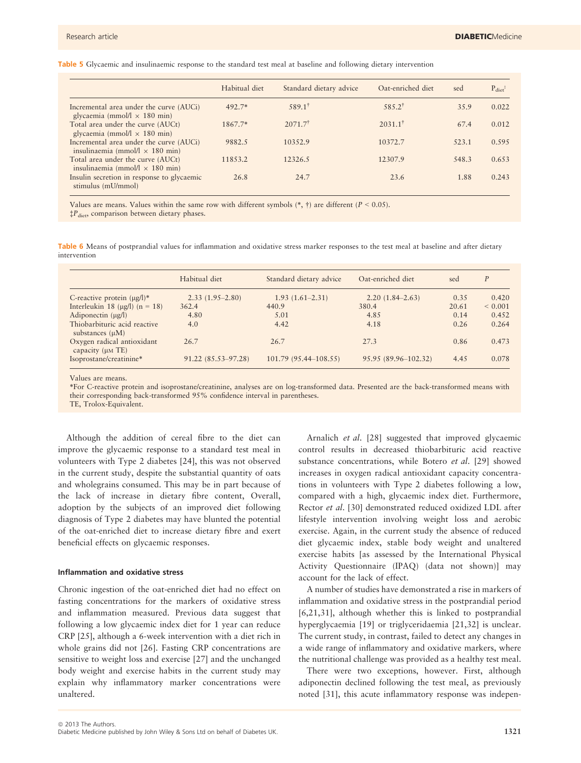Table 5 Glycaemic and insulinaemic response to the standard test meal at baseline and following dietary intervention

| | Habitual diet | Standard dietary advice | Oat-enriched diet | sed | $P_{diet}$‡ |
|---|---|---|---|---|---|
| Incremental area under the curve (AUCi) glycaemia (mmol/l × 180 min) | 492.7* | 589.1† | 585.2† | 35.9 | 0.022 |
| Total area under the curve (AUCt) glycaemia (mmol/l × 180 min) | 1867.7* | 2071.7† | 2031.1† | 67.4 | 0.012 |
| Incremental area under the curve (AUCi) insulinaemia (mmol/l × 180 min) | 9882.5 | 10352.9 | 10372.7 | 523.1 | 0.595 |
| Total area under the curve (AUCt) insulinaemia (mmol/l × 180 min) | 11853.2 | 12326.5 | 12307.9 | 548.3 | 0.653 |
| Insulin secretion in response to glycaemic stimulus (mU/mmol) | 26.8 | 24.7 | 23.6 | 1.88 | 0.243 |

Values are means. Values within the same row with different symbols (*, †) are different ($P < 0.05$).
‡$P_{diet}$, comparison between dietary phases.

Table 6 Means of postprandial values for inflammation and oxidative stress marker responses to the test meal at baseline and after dietary intervention

| | Habitual diet | Standard dietary advice | Oat-enriched diet | sed | P |
|---|---|---|---|---|---|
| C-reactive protein (μg/l)* | 2.33 (1.95–2.80) | 1.93 (1.61–2.31) | 2.20 (1.84–2.63) | 0.35 | 0.420 |
| Interleukin 18 (μg/l) (n = 18) | 362.4 | 440.9 | 380.4 | 20.61 | < 0.001 |
| Adiponectin (μg/l) | 4.80 | 5.01 | 4.85 | 0.14 | 0.452 |
| Thiobarbituric acid reactive substances (μM) | 4.0 | 4.42 | 4.18 | 0.26 | 0.264 |
| Oxygen radical antioxidant capacity (μM TE) | 26.7 | 26.7 | 27.3 | 0.86 | 0.473 |
| Isoprostane/creatinine* | 91.22 (85.53–97.28) | 101.79 (95.44–108.55) | 95.95 (89.96–102.32) | 4.45 | 0.078 |

Values are means.
*For C-reactive protein and isoprostane/creatinine, analyses are on log-transformed data. Presented are the back-transformed means with their corresponding back-transformed 95% confidence interval in parentheses.
TE, Trolox-Equivalent.

Although the addition of cereal fibre to the diet can improve the glycaemic response to a standard test meal in volunteers with Type 2 diabetes [24], this was not observed in the current study, despite the substantial quantity of oats and wholegrains consumed. This may be in part because of the lack of increase in dietary fibre content, Overall, adoption by the subjects of an improved diet following diagnosis of Type 2 diabetes may have blunted the potential of the oat-enriched diet to increase dietary fibre and exert beneficial effects on glycaemic responses.

### Inflammation and oxidative stress

Chronic ingestion of the oat-enriched diet had no effect on fasting concentrations for the markers of oxidative stress and inflammation measured. Previous data suggest that following a low glycaemic index diet for 1 year can reduce CRP [25], although a 6-week intervention with a diet rich in whole grains did not [26]. Fasting CRP concentrations are sensitive to weight loss and exercise [27] and the unchanged body weight and exercise habits in the current study may explain why inflammatory marker concentrations were unaltered.

Arnalich *et al.* [28] suggested that improved glycaemic control results in decreased thiobarbituric acid reactive substance concentrations, while Botero *et al.* [29] showed increases in oxygen radical antioxidant capacity concentrations in volunteers with Type 2 diabetes following a low, compared with a high, glycaemic index diet. Furthermore, Rector *et al.* [30] demonstrated reduced oxidized LDL after lifestyle intervention involving weight loss and aerobic exercise. Again, in the current study the absence of reduced diet glycaemic index, stable body weight and unaltered exercise habits [as assessed by the International Physical Activity Questionnaire (IPAQ) (data not shown)] may account for the lack of effect.

A number of studies have demonstrated a rise in markers of inflammation and oxidative stress in the postprandial period [6,21,31], although whether this is linked to postprandial hyperglycaemia [19] or triglyceridaemia [21,32] is unclear. The current study, in contrast, failed to detect any changes in a wide range of inflammatory and oxidative markers, where the nutritional challenge was provided as a healthy test meal.

There were two exceptions, however. First, although adiponectin declined following the test meal, as previously noted [31], this acute inflammatory response was indepen-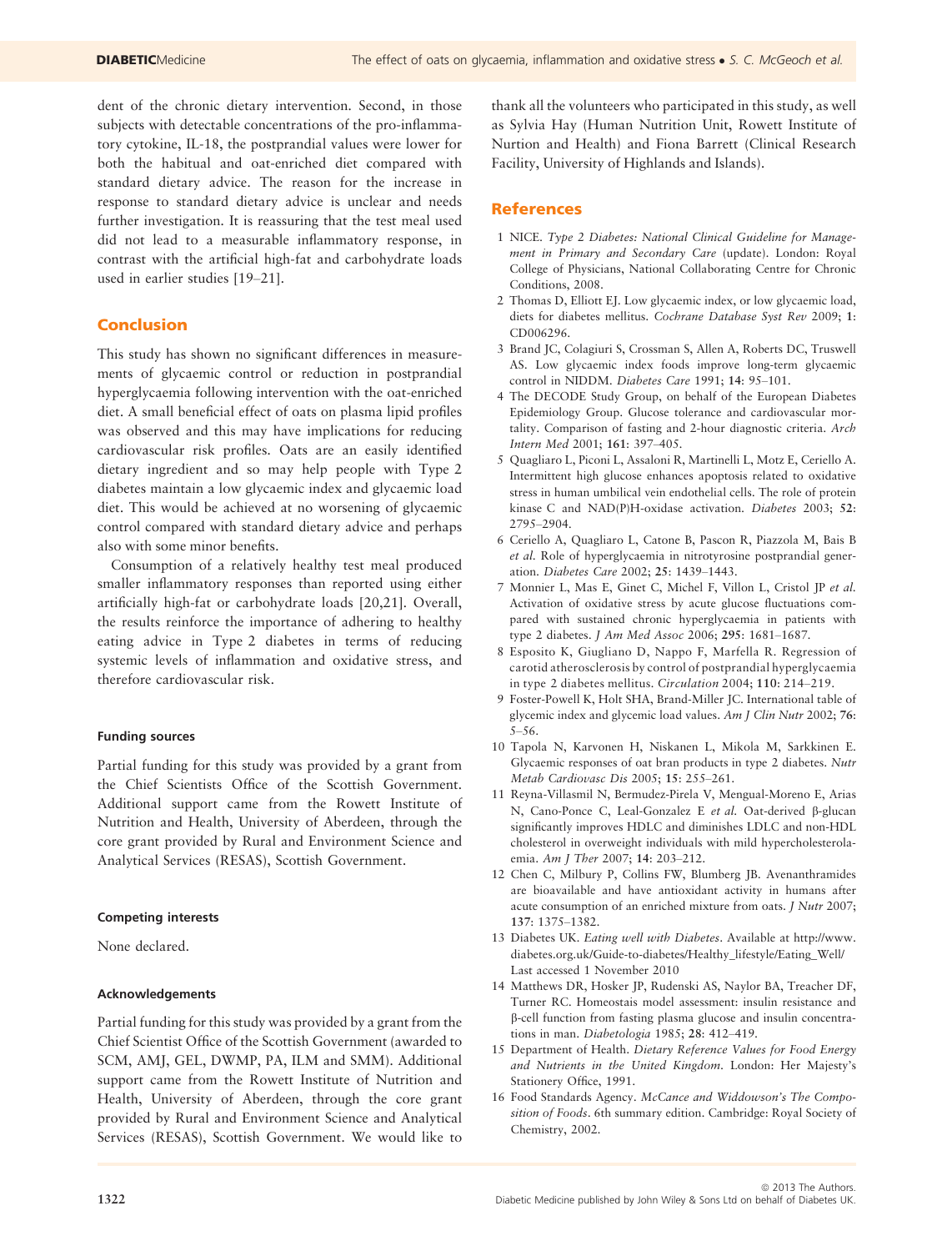dent of the chronic dietary intervention. Second, in those subjects with detectable concentrations of the pro-inflammatory cytokine, IL-18, the postprandial values were lower for both the habitual and oat-enriched diet compared with standard dietary advice. The reason for the increase in response to standard dietary advice is unclear and needs further investigation. It is reassuring that the test meal used did not lead to a measurable inflammatory response, in contrast with the artificial high-fat and carbohydrate loads used in earlier studies [19–21].

## Conclusion

This study has shown no significant differences in measurements of glycaemic control or reduction in postprandial hyperglycaemia following intervention with the oat-enriched diet. A small beneficial effect of oats on plasma lipid profiles was observed and this may have implications for reducing cardiovascular risk profiles. Oats are an easily identified dietary ingredient and so may help people with Type 2 diabetes maintain a low glycaemic index and glycaemic load diet. This would be achieved at no worsening of glycaemic control compared with standard dietary advice and perhaps also with some minor benefits.

Consumption of a relatively healthy test meal produced smaller inflammatory responses than reported using either artificially high-fat or carbohydrate loads [20,21]. Overall, the results reinforce the importance of adhering to healthy eating advice in Type 2 diabetes in terms of reducing systemic levels of inflammation and oxidative stress, and therefore cardiovascular risk.

#### Funding sources

Partial funding for this study was provided by a grant from the Chief Scientists Office of the Scottish Government. Additional support came from the Rowett Institute of Nutrition and Health, University of Aberdeen, through the core grant provided by Rural and Environment Science and Analytical Services (RESAS), Scottish Government.

#### Competing interests

None declared.

#### Acknowledgements

Partial funding for this study was provided by a grant from the Chief Scientist Office of the Scottish Government (awarded to SCM, AMJ, GEL, DWMP, PA, ILM and SMM). Additional support came from the Rowett Institute of Nutrition and Health, University of Aberdeen, through the core grant provided by Rural and Environment Science and Analytical Services (RESAS), Scottish Government. We would like to thank all the volunteers who participated in this study, as well as Sylvia Hay (Human Nutrition Unit, Rowett Institute of Nurtion and Health) and Fiona Barrett (Clinical Research Facility, University of Highlands and Islands).

## References

1 NICE. *Type 2 Diabetes: National Clinical Guideline for Management in Primary and Secondary Care* (update). London: Royal College of Physicians, National Collaborating Centre for Chronic Conditions, 2008.

2 Thomas D, Elliott EJ. Low glycaemic index, or low glycaemic load, diets for diabetes mellitus. *Cochrane Database Syst Rev* 2009; **1**: CD006296.

3 Brand JC, Colagiuri S, Crossman S, Allen A, Roberts DC, Truswell AS. Low glycaemic index foods improve long-term glycaemic control in NIDDM. *Diabetes Care* 1991; **14**: 95–101.

4 The DECODE Study Group, on behalf of the European Diabetes Epidemiology Group. Glucose tolerance and cardiovascular mortality. Comparison of fasting and 2-hour diagnostic criteria. *Arch Intern Med* 2001; **161**: 397–405.

5 Quagliaro L, Piconi L, Assaloni R, Martinelli L, Motz E, Ceriello A. Intermittent high glucose enhances apoptosis related to oxidative stress in human umbilical vein endothelial cells. The role of protein kinase C and NAD(P)H-oxidase activation. *Diabetes* 2003; **52**: 2795–2904.

6 Ceriello A, Quagliaro L, Catone B, Pascon R, Piazzola M, Bais B *et al*. Role of hyperglycaemia in nitrotyrosine postprandial generation. *Diabetes Care* 2002; **25**: 1439–1443.

7 Monnier L, Mas E, Ginet C, Michel F, Villon L, Cristol JP *et al*. Activation of oxidative stress by acute glucose fluctuations compared with sustained chronic hyperglycaemia in patients with type 2 diabetes. *J Am Med Assoc* 2006; **295**: 1681–1687.

8 Esposito K, Giugliano D, Nappo F, Marfella R. Regression of carotid atherosclerosis by control of postprandial hyperglycaemia in type 2 diabetes mellitus. *Circulation* 2004; **110**: 214–219.

9 Foster-Powell K, Holt SHA, Brand-Miller JC. International table of glycemic index and glycemic load values. *Am J Clin Nutr* 2002; **76**: 5–56.

10 Tapola N, Karvonen H, Niskanen L, Mikola M, Sarkkinen E. Glycaemic responses of oat bran products in type 2 diabetes. *Nutr Metab Cardiovasc Dis* 2005; **15**: 255–261.

11 Reyna-Villasmil N, Bermudez-Pirela V, Mengual-Moreno E, Arias N, Cano-Ponce C, Leal-Gonzalez E *et al*. Oat-derived β-glucan significantly improves HDLC and diminishes LDLC and non-HDL cholesterol in overweight individuals with mild hypercholesterolaemia. *Am J Ther* 2007; **14**: 203–212.

12 Chen C, Milbury P, Collins FW, Blumberg JB. Avenanthramides are bioavailable and have antioxidant activity in humans after acute consumption of an enriched mixture from oats. *J Nutr* 2007; **137**: 1375–1382.

13 Diabetes UK. *Eating well with Diabetes*. Available at http://www.diabetes.org.uk/Guide-to-diabetes/Healthy_lifestyle/Eating_Well/ Last accessed 1 November 2010

14 Matthews DR, Hosker JP, Rudenski AS, Naylor BA, Treacher DF, Turner RC. Homeostais model assessment: insulin resistance and β-cell function from fasting plasma glucose and insulin concentrations in man. *Diabetologia* 1985; **28**: 412–419.

15 Department of Health. *Dietary Reference Values for Food Energy and Nutrients in the United Kingdom*. London: Her Majesty's Stationery Office, 1991.

16 Food Standards Agency. *McCance and Widdowson's The Composition of Foods*. 6th summary edition. Cambridge: Royal Society of Chemistry, 2002.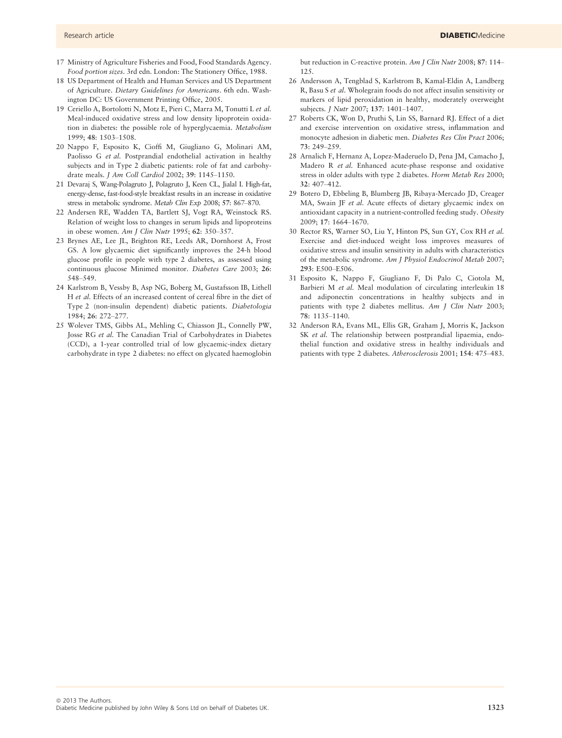17 Ministry of Agriculture Fisheries and Food, Food Standards Agency. *Food portion sizes*. 3rd edn. London: The Stationery Office, 1988.

18 US Department of Health and Human Services and US Department of Agriculture. *Dietary Guidelines for Americans*. 6th edn. Washington DC: US Government Printing Office, 2005.

19 Ceriello A, Bortolotti N, Motz E, Pieri C, Marra M, Tonutti L *et al.* Meal-induced oxidative stress and low density lipoprotein oxidation in diabetes: the possible role of hyperglycaemia. *Metabolism* 1999; **48**: 1503–1508.

20 Nappo F, Esposito K, Cioffi M, Giugliano G, Molinari AM, Paolisso G *et al.* Postprandial endothelial activation in healthy subjects and in Type 2 diabetic patients: role of fat and carbohydrate meals. *J Am Coll Cardiol* 2002; **39**: 1145–1150.

21 Devaraj S, Wang-Polagruto J, Polagruto J, Keen CL, Jialal I. High-fat, energy-dense, fast-food-style breakfast results in an increase in oxidative stress in metabolic syndrome. *Metab Clin Exp* 2008; **57**: 867–870.

22 Andersen RE, Wadden TA, Bartlett SJ, Vogt RA, Weinstock RS. Relation of weight loss to changes in serum lipids and lipoproteins in obese women. *Am J Clin Nutr* 1995; **62**: 350–357.

23 Brynes AE, Lee JL, Brighton RE, Leeds AR, Dornhorst A, Frost GS. A low glycaemic diet significantly improves the 24-h blood glucose profile in people with type 2 diabetes, as assessed using continuous glucose Minimed monitor. *Diabetes Care* 2003; **26**: 548–549.

24 Karlstrom B, Vessby B, Asp NG, Boberg M, Gustafsson IB, Lithell H *et al.* Effects of an increased content of cereal fibre in the diet of Type 2 (non-insulin dependent) diabetic patients. *Diabetologia* 1984; **26**: 272–277.

25 Wolever TMS, Gibbs AL, Mehling C, Chiasson JL, Connelly PW, Josse RG *et al.* The Canadian Trial of Carbohydrates in Diabetes (CCD), a 1-year controlled trial of low glycaemic-index dietary carbohydrate in type 2 diabetes: no effect on glycated haemoglobin but reduction in C-reactive protein. *Am J Clin Nutr* 2008; **87**: 114–125.

26 Andersson A, Tengblad S, Karlstrom B, Kamal-Eldin A, Landberg R, Basu S *et al.* Wholegrain foods do not affect insulin sensitivity or markers of lipid peroxidation in healthy, moderately overweight subjects. *J Nutr* 2007; **137**: 1401–1407.

27 Roberts CK, Won D, Pruthi S, Lin SS, Barnard RJ. Effect of a diet and exercise intervention on oxidative stress, inflammation and monocyte adhesion in diabetic men. *Diabetes Res Clin Pract* 2006; **73**: 249–259.

28 Arnalich F, Hernanz A, Lopez-Maderuelo D, Pena JM, Camacho J, Madero R *et al.* Enhanced acute-phase response and oxidative stress in older adults with type 2 diabetes. *Horm Metab Res* 2000; **32**: 407–412.

29 Botero D, Ebbeling B, Blumberg JB, Ribaya-Mercado JD, Creager MA, Swain JF *et al.* Acute effects of dietary glycaemic index on antioxidant capacity in a nutrient-controlled feeding study. *Obesity* 2009; **17**: 1664–1670.

30 Rector RS, Warner SO, Liu Y, Hinton PS, Sun GY, Cox RH *et al.* Exercise and diet-induced weight loss improves measures of oxidative stress and insulin sensitivity in adults with characteristics of the metabolic syndrome. *Am J Physiol Endocrinol Metab* 2007; **293**: E500–E506.

31 Esposito K, Nappo F, Giugliano F, Di Palo C, Ciotola M, Barbieri M *et al.* Meal modulation of circulating interleukin 18 and adiponectin concentrations in healthy subjects and in patients with type 2 diabetes mellitus. *Am J Clin Nutr* 2003; **78**: 1135–1140.

32 Anderson RA, Evans ML, Ellis GR, Graham J, Morris K, Jackson SK *et al.* The relationship between postprandial lipaemia, endothelial function and oxidative stress in healthy individuals and patients with type 2 diabetes. *Atherosclerosis* 2001; **154**: 475–483.